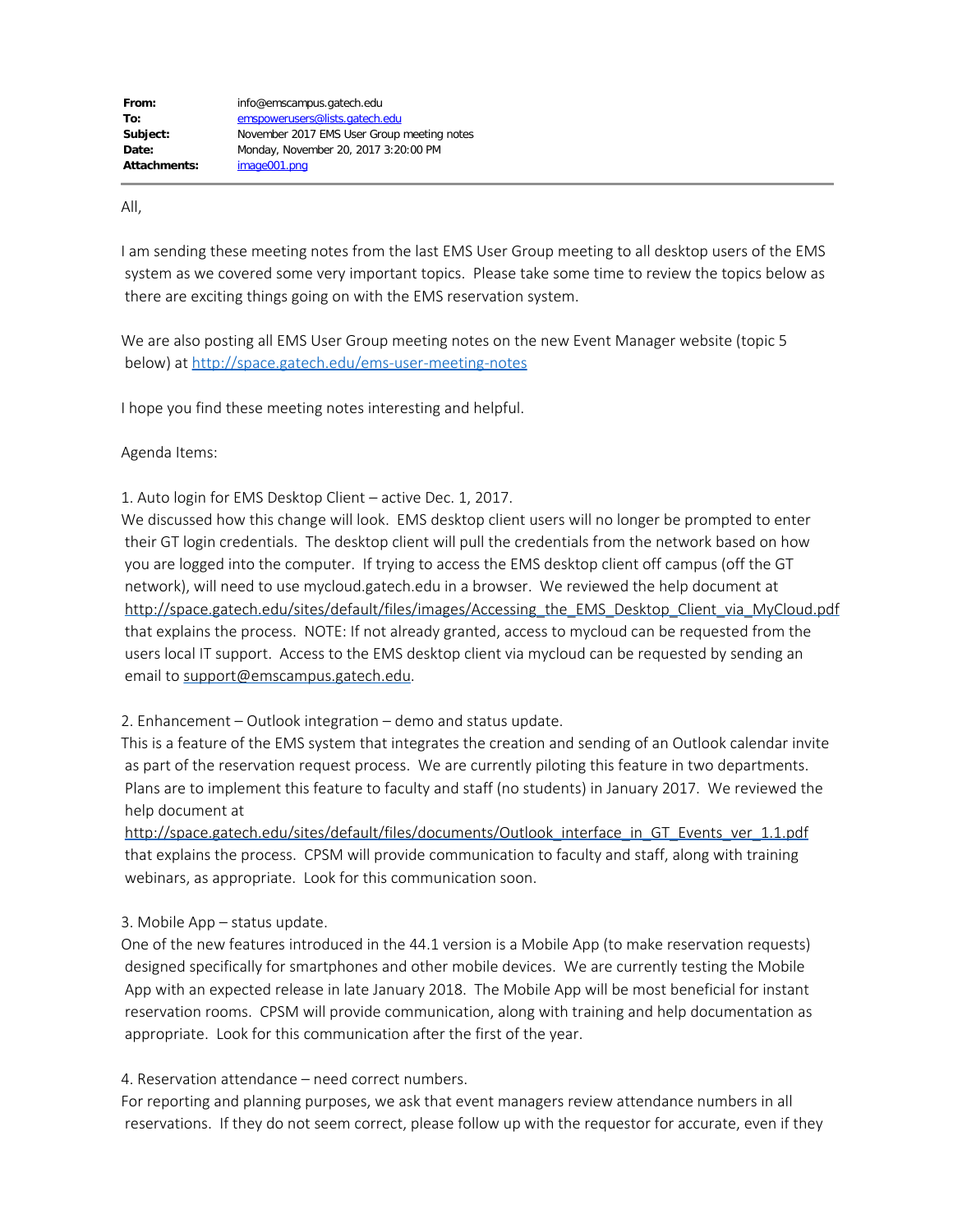| | |
|---|---|
| **From:** | info@emscampus.gatech.edu |
| **To:** | emspowerusers@lists.gatech.edu |
| **Subject:** | November 2017 EMS User Group meeting notes |
| **Date:** | Monday, November 20, 2017 3:20:00 PM |
| **Attachments:** | image001.png |

All,

I am sending these meeting notes from the last EMS User Group meeting to all desktop users of the EMS system as we covered some very important topics. Please take some time to review the topics below as there are exciting things going on with the EMS reservation system.

We are also posting all EMS User Group meeting notes on the new Event Manager website (topic 5 below) at http://space.gatech.edu/ems-user-meeting-notes

I hope you find these meeting notes interesting and helpful.

Agenda Items:

1. Auto login for EMS Desktop Client – active Dec. 1, 2017.
We discussed how this change will look. EMS desktop client users will no longer be prompted to enter their GT login credentials. The desktop client will pull the credentials from the network based on how you are logged into the computer. If trying to access the EMS desktop client off campus (off the GT network), will need to use mycloud.gatech.edu in a browser. We reviewed the help document at http://space.gatech.edu/sites/default/files/images/Accessing_the_EMS_Desktop_Client_via_MyCloud.pdf that explains the process. NOTE: If not already granted, access to mycloud can be requested from the users local IT support. Access to the EMS desktop client via mycloud can be requested by sending an email to support@emscampus.gatech.edu.

2. Enhancement – Outlook integration – demo and status update.
This is a feature of the EMS system that integrates the creation and sending of an Outlook calendar invite as part of the reservation request process. We are currently piloting this feature in two departments. Plans are to implement this feature to faculty and staff (no students) in January 2017. We reviewed the help document at http://space.gatech.edu/sites/default/files/documents/Outlook_interface_in_GT_Events_ver_1.1.pdf that explains the process. CPSM will provide communication to faculty and staff, along with training webinars, as appropriate. Look for this communication soon.

3. Mobile App – status update.
One of the new features introduced in the 44.1 version is a Mobile App (to make reservation requests) designed specifically for smartphones and other mobile devices. We are currently testing the Mobile App with an expected release in late January 2018. The Mobile App will be most beneficial for instant reservation rooms. CPSM will provide communication, along with training and help documentation as appropriate. Look for this communication after the first of the year.

4. Reservation attendance – need correct numbers.
For reporting and planning purposes, we ask that event managers review attendance numbers in all reservations. If they do not seem correct, please follow up with the requestor for accurate, even if they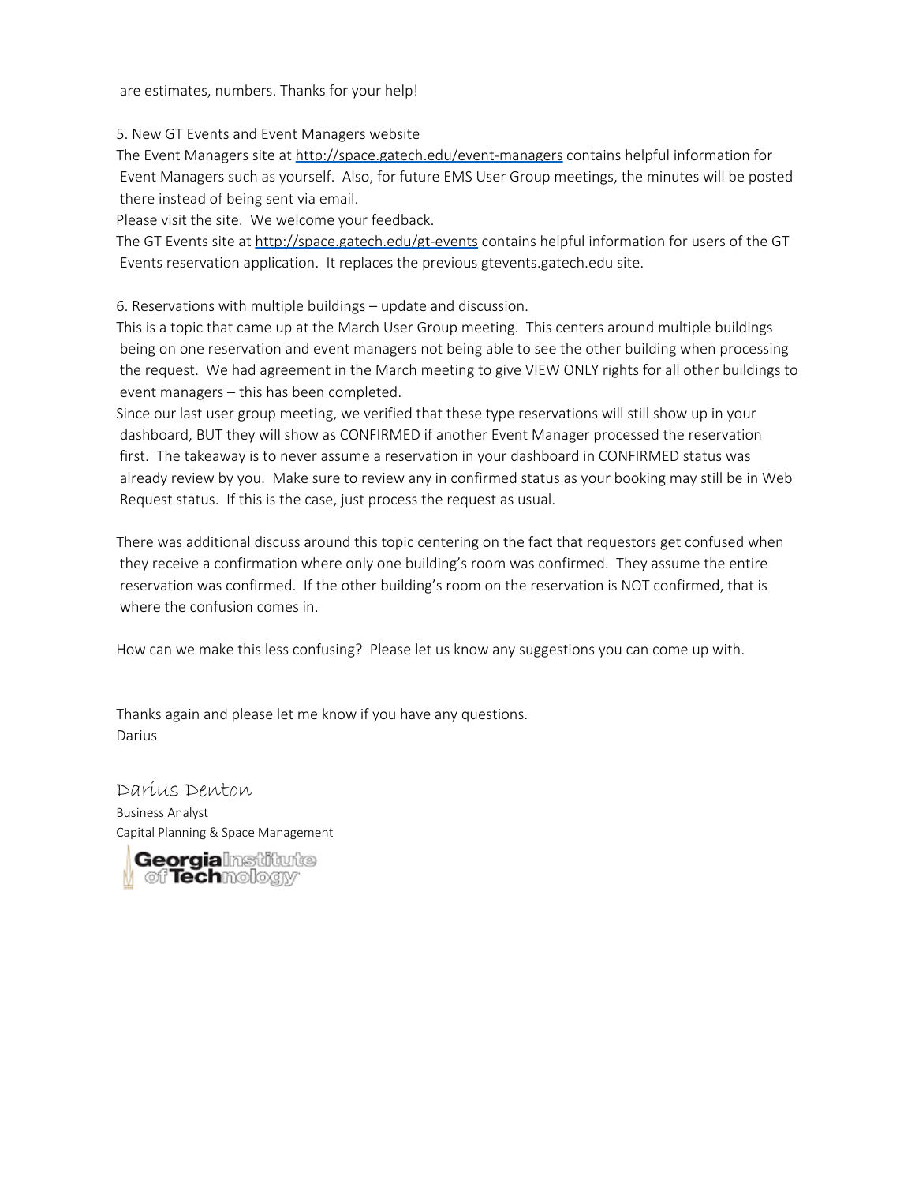are estimates, numbers. Thanks for your help!

5. New GT Events and Event Managers website
The Event Managers site at http://space.gatech.edu/event-managers contains helpful information for Event Managers such as yourself. Also, for future EMS User Group meetings, the minutes will be posted there instead of being sent via email.
Please visit the site. We welcome your feedback.
The GT Events site at http://space.gatech.edu/gt-events contains helpful information for users of the GT Events reservation application. It replaces the previous gtevents.gatech.edu site.

6. Reservations with multiple buildings – update and discussion.
This is a topic that came up at the March User Group meeting. This centers around multiple buildings being on one reservation and event managers not being able to see the other building when processing the request. We had agreement in the March meeting to give VIEW ONLY rights for all other buildings to event managers – this has been completed.
Since our last user group meeting, we verified that these type reservations will still show up in your dashboard, BUT they will show as CONFIRMED if another Event Manager processed the reservation first. The takeaway is to never assume a reservation in your dashboard in CONFIRMED status was already review by you. Make sure to review any in confirmed status as your booking may still be in Web Request status. If this is the case, just process the request as usual.

There was additional discuss around this topic centering on the fact that requestors get confused when they receive a confirmation where only one building's room was confirmed. They assume the entire reservation was confirmed. If the other building's room on the reservation is NOT confirmed, that is where the confusion comes in.

How can we make this less confusing? Please let us know any suggestions you can come up with.

Thanks again and please let me know if you have any questions.
Darius

Darius Denton
Business Analyst
Capital Planning & Space Management
Georgia Institute of Technology